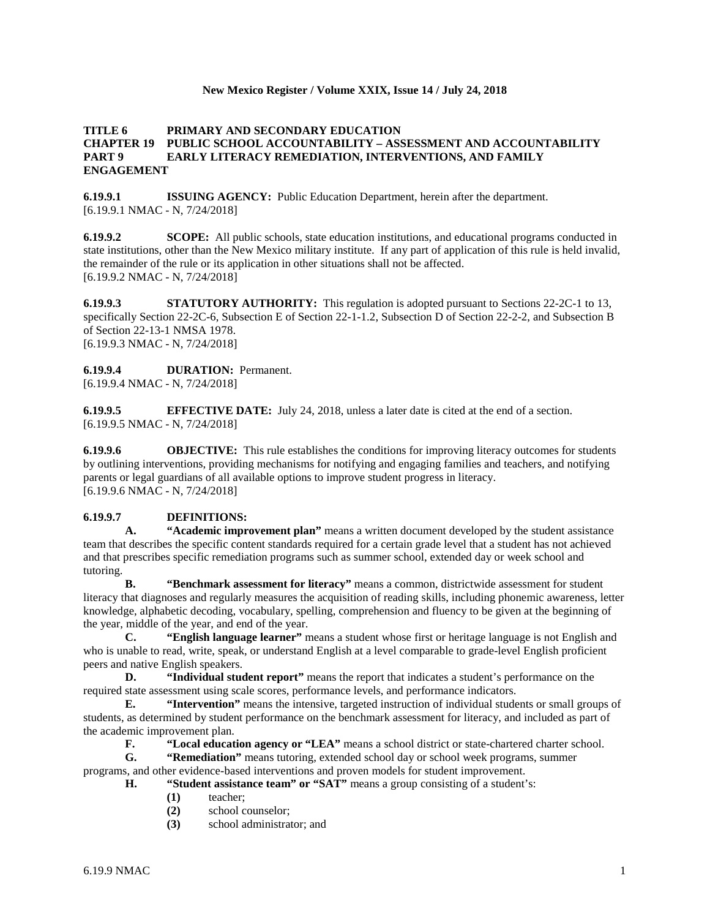**TITLE 6 PRIMARY AND SECONDARY EDUCATION**
**CHAPTER 19 PUBLIC SCHOOL ACCOUNTABILITY – ASSESSMENT AND ACCOUNTABILITY**
**PART 9 EARLY LITERACY REMEDIATION, INTERVENTIONS, AND FAMILY ENGAGEMENT**

**6.19.9.1 ISSUING AGENCY:** Public Education Department, herein after the department.
[6.19.9.1 NMAC - N, 7/24/2018]

**6.19.9.2 SCOPE:** All public schools, state education institutions, and educational programs conducted in state institutions, other than the New Mexico military institute. If any part of application of this rule is held invalid, the remainder of the rule or its application in other situations shall not be affected.
[6.19.9.2 NMAC - N, 7/24/2018]

**6.19.9.3 STATUTORY AUTHORITY:** This regulation is adopted pursuant to Sections 22-2C-1 to 13, specifically Section 22-2C-6, Subsection E of Section 22-1-1.2, Subsection D of Section 22-2-2, and Subsection B of Section 22-13-1 NMSA 1978.
[6.19.9.3 NMAC - N, 7/24/2018]

**6.19.9.4 DURATION:** Permanent.
[6.19.9.4 NMAC - N, 7/24/2018]

**6.19.9.5 EFFECTIVE DATE:** July 24, 2018, unless a later date is cited at the end of a section.
[6.19.9.5 NMAC - N, 7/24/2018]

**6.19.9.6 OBJECTIVE:** This rule establishes the conditions for improving literacy outcomes for students by outlining interventions, providing mechanisms for notifying and engaging families and teachers, and notifying parents or legal guardians of all available options to improve student progress in literacy.
[6.19.9.6 NMAC - N, 7/24/2018]

**6.19.9.7 DEFINITIONS:**

**A. "Academic improvement plan"** means a written document developed by the student assistance team that describes the specific content standards required for a certain grade level that a student has not achieved and that prescribes specific remediation programs such as summer school, extended day or week school and tutoring.

**B. "Benchmark assessment for literacy"** means a common, districtwide assessment for student literacy that diagnoses and regularly measures the acquisition of reading skills, including phonemic awareness, letter knowledge, alphabetic decoding, vocabulary, spelling, comprehension and fluency to be given at the beginning of the year, middle of the year, and end of the year.

**C. "English language learner"** means a student whose first or heritage language is not English and who is unable to read, write, speak, or understand English at a level comparable to grade-level English proficient peers and native English speakers.

**D. "Individual student report"** means the report that indicates a student's performance on the required state assessment using scale scores, performance levels, and performance indicators.

**E. "Intervention"** means the intensive, targeted instruction of individual students or small groups of students, as determined by student performance on the benchmark assessment for literacy, and included as part of the academic improvement plan.

**F. "Local education agency or "LEA"** means a school district or state-chartered charter school.

**G. "Remediation"** means tutoring, extended school day or school week programs, summer programs, and other evidence-based interventions and proven models for student improvement.

**H. "Student assistance team" or "SAT"** means a group consisting of a student's:

**(1)** teacher;

**(2)** school counselor;

**(3)** school administrator; and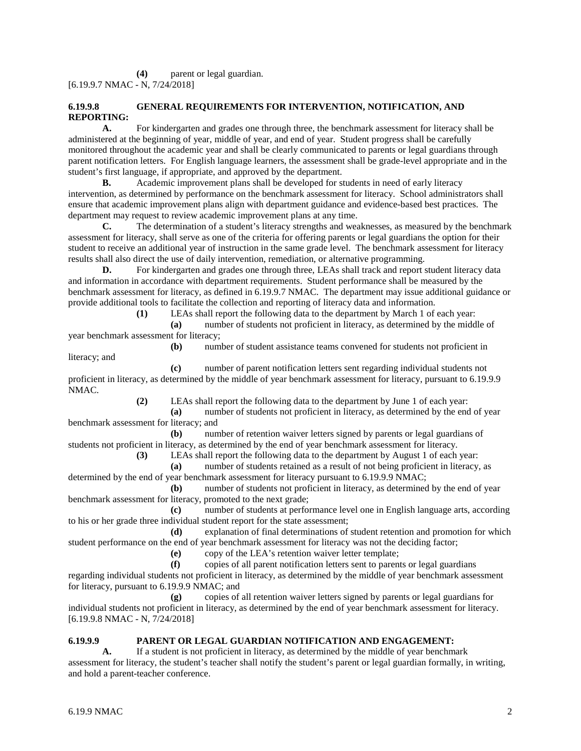**(4)** parent or legal guardian.

[6.19.9.7 NMAC - N, 7/24/2018]

**6.19.9.8 GENERAL REQUIREMENTS FOR INTERVENTION, NOTIFICATION, AND REPORTING:**

**A.** For kindergarten and grades one through three, the benchmark assessment for literacy shall be administered at the beginning of year, middle of year, and end of year. Student progress shall be carefully monitored throughout the academic year and shall be clearly communicated to parents or legal guardians through parent notification letters. For English language learners, the assessment shall be grade-level appropriate and in the student's first language, if appropriate, and approved by the department.

**B.** Academic improvement plans shall be developed for students in need of early literacy intervention, as determined by performance on the benchmark assessment for literacy. School administrators shall ensure that academic improvement plans align with department guidance and evidence-based best practices. The department may request to review academic improvement plans at any time.

**C.** The determination of a student's literacy strengths and weaknesses, as measured by the benchmark assessment for literacy, shall serve as one of the criteria for offering parents or legal guardians the option for their student to receive an additional year of instruction in the same grade level. The benchmark assessment for literacy results shall also direct the use of daily intervention, remediation, or alternative programming.

**D.** For kindergarten and grades one through three, LEAs shall track and report student literacy data and information in accordance with department requirements. Student performance shall be measured by the benchmark assessment for literacy, as defined in 6.19.9.7 NMAC. The department may issue additional guidance or provide additional tools to facilitate the collection and reporting of literacy data and information.

**(1)** LEAs shall report the following data to the department by March 1 of each year:

**(a)** number of students not proficient in literacy, as determined by the middle of year benchmark assessment for literacy;

**(b)** number of student assistance teams convened for students not proficient in literacy; and

**(c)** number of parent notification letters sent regarding individual students not proficient in literacy, as determined by the middle of year benchmark assessment for literacy, pursuant to 6.19.9.9 NMAC.

**(2)** LEAs shall report the following data to the department by June 1 of each year:

**(a)** number of students not proficient in literacy, as determined by the end of year benchmark assessment for literacy; and

**(b)** number of retention waiver letters signed by parents or legal guardians of students not proficient in literacy, as determined by the end of year benchmark assessment for literacy.

**(3)** LEAs shall report the following data to the department by August 1 of each year:

**(a)** number of students retained as a result of not being proficient in literacy, as determined by the end of year benchmark assessment for literacy pursuant to 6.19.9.9 NMAC;

**(b)** number of students not proficient in literacy, as determined by the end of year benchmark assessment for literacy, promoted to the next grade;

**(c)** number of students at performance level one in English language arts, according to his or her grade three individual student report for the state assessment;

**(d)** explanation of final determinations of student retention and promotion for which student performance on the end of year benchmark assessment for literacy was not the deciding factor;

**(e)** copy of the LEA's retention waiver letter template;

**(f)** copies of all parent notification letters sent to parents or legal guardians regarding individual students not proficient in literacy, as determined by the middle of year benchmark assessment for literacy, pursuant to 6.19.9.9 NMAC; and

**(g)** copies of all retention waiver letters signed by parents or legal guardians for individual students not proficient in literacy, as determined by the end of year benchmark assessment for literacy.

[6.19.9.8 NMAC - N, 7/24/2018]

**6.19.9.9 PARENT OR LEGAL GUARDIAN NOTIFICATION AND ENGAGEMENT:**

**A.** If a student is not proficient in literacy, as determined by the middle of year benchmark assessment for literacy, the student's teacher shall notify the student's parent or legal guardian formally, in writing, and hold a parent-teacher conference.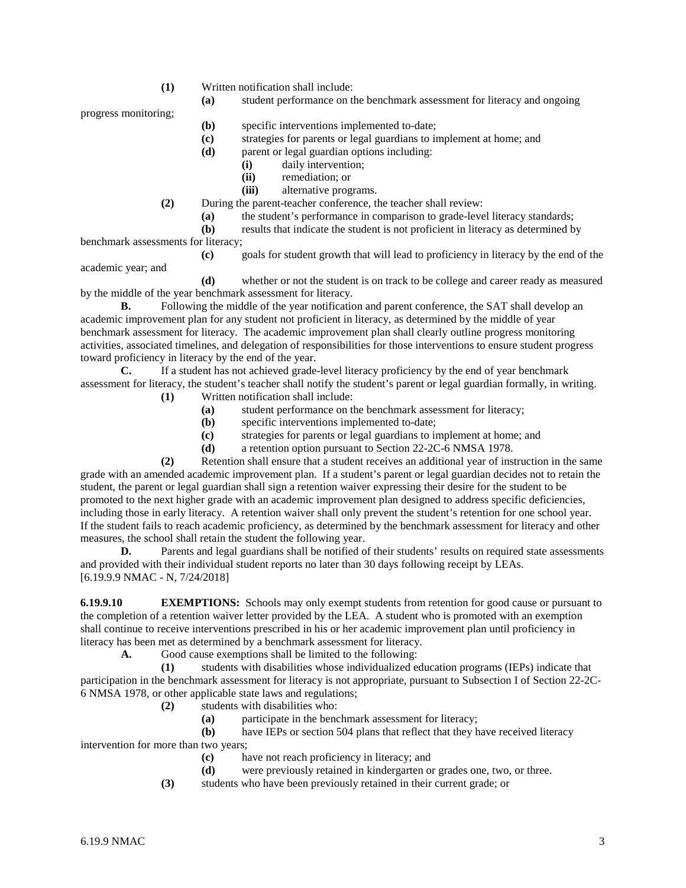**(1)** Written notification shall include:

**(a)** student performance on the benchmark assessment for literacy and ongoing progress monitoring;

**(b)** specific interventions implemented to-date;

**(c)** strategies for parents or legal guardians to implement at home; and

**(d)** parent or legal guardian options including:

**(i)** daily intervention;

**(ii)** remediation; or

**(iii)** alternative programs.

**(2)** During the parent-teacher conference, the teacher shall review:

**(a)** the student's performance in comparison to grade-level literacy standards;

**(b)** results that indicate the student is not proficient in literacy as determined by benchmark assessments for literacy;

**(c)** goals for student growth that will lead to proficiency in literacy by the end of the academic year; and

**(d)** whether or not the student is on track to be college and career ready as measured by the middle of the year benchmark assessment for literacy.

**B.** Following the middle of the year notification and parent conference, the SAT shall develop an academic improvement plan for any student not proficient in literacy, as determined by the middle of year benchmark assessment for literacy. The academic improvement plan shall clearly outline progress monitoring activities, associated timelines, and delegation of responsibilities for those interventions to ensure student progress toward proficiency in literacy by the end of the year.

**C.** If a student has not achieved grade-level literacy proficiency by the end of year benchmark assessment for literacy, the student's teacher shall notify the student's parent or legal guardian formally, in writing.

**(1)** Written notification shall include:

**(a)** student performance on the benchmark assessment for literacy;

**(b)** specific interventions implemented to-date;

**(c)** strategies for parents or legal guardians to implement at home; and

**(d)** a retention option pursuant to Section 22-2C-6 NMSA 1978.

**(2)** Retention shall ensure that a student receives an additional year of instruction in the same grade with an amended academic improvement plan. If a student's parent or legal guardian decides not to retain the student, the parent or legal guardian shall sign a retention waiver expressing their desire for the student to be promoted to the next higher grade with an academic improvement plan designed to address specific deficiencies, including those in early literacy. A retention waiver shall only prevent the student's retention for one school year. If the student fails to reach academic proficiency, as determined by the benchmark assessment for literacy and other measures, the school shall retain the student the following year.

**D.** Parents and legal guardians shall be notified of their students' results on required state assessments and provided with their individual student reports no later than 30 days following receipt by LEAs.

[6.19.9.9 NMAC - N, 7/24/2018]

**6.19.9.10 EXEMPTIONS:** Schools may only exempt students from retention for good cause or pursuant to the completion of a retention waiver letter provided by the LEA. A student who is promoted with an exemption shall continue to receive interventions prescribed in his or her academic improvement plan until proficiency in literacy has been met as determined by a benchmark assessment for literacy.

**A.** Good cause exemptions shall be limited to the following:

**(1)** students with disabilities whose individualized education programs (IEPs) indicate that participation in the benchmark assessment for literacy is not appropriate, pursuant to Subsection I of Section 22-2C-6 NMSA 1978, or other applicable state laws and regulations;

**(2)** students with disabilities who:

**(a)** participate in the benchmark assessment for literacy;

**(b)** have IEPs or section 504 plans that reflect that they have received literacy intervention for more than two years;

**(c)** have not reach proficiency in literacy; and

**(d)** were previously retained in kindergarten or grades one, two, or three.

**(3)** students who have been previously retained in their current grade; or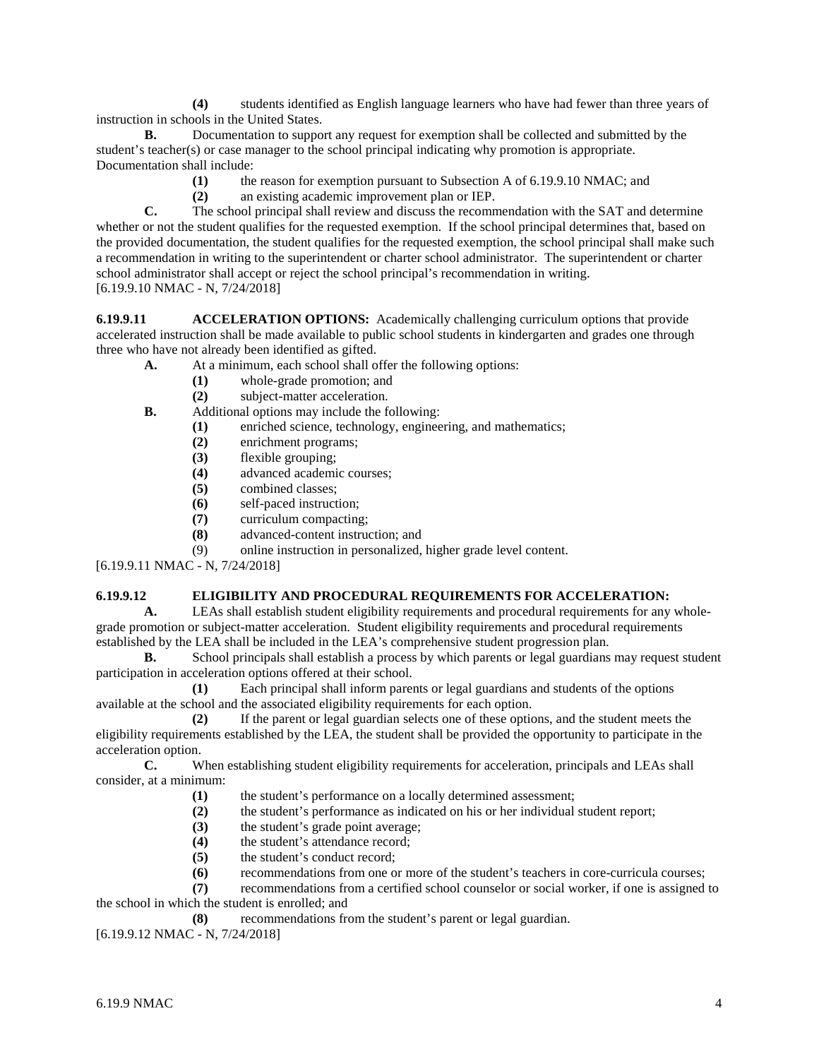**(4)** students identified as English language learners who have had fewer than three years of instruction in schools in the United States.

**B.** Documentation to support any request for exemption shall be collected and submitted by the student's teacher(s) or case manager to the school principal indicating why promotion is appropriate. Documentation shall include:

**(1)** the reason for exemption pursuant to Subsection A of 6.19.9.10 NMAC; and

**(2)** an existing academic improvement plan or IEP.

**C.** The school principal shall review and discuss the recommendation with the SAT and determine whether or not the student qualifies for the requested exemption. If the school principal determines that, based on the provided documentation, the student qualifies for the requested exemption, the school principal shall make such a recommendation in writing to the superintendent or charter school administrator. The superintendent or charter school administrator shall accept or reject the school principal's recommendation in writing.

[6.19.9.10 NMAC - N, 7/24/2018]

**6.19.9.11 ACCELERATION OPTIONS:** Academically challenging curriculum options that provide accelerated instruction shall be made available to public school students in kindergarten and grades one through three who have not already been identified as gifted.

**A.** At a minimum, each school shall offer the following options:

**(1)** whole-grade promotion; and

**(2)** subject-matter acceleration.

**B.** Additional options may include the following:

**(1)** enriched science, technology, engineering, and mathematics;

**(2)** enrichment programs;

**(3)** flexible grouping;

**(4)** advanced academic courses;

**(5)** combined classes;

**(6)** self-paced instruction;

**(7)** curriculum compacting;

**(8)** advanced-content instruction; and

(9) online instruction in personalized, higher grade level content.

[6.19.9.11 NMAC - N, 7/24/2018]

**6.19.9.12 ELIGIBILITY AND PROCEDURAL REQUIREMENTS FOR ACCELERATION:**

**A.** LEAs shall establish student eligibility requirements and procedural requirements for any whole-grade promotion or subject-matter acceleration. Student eligibility requirements and procedural requirements established by the LEA shall be included in the LEA's comprehensive student progression plan.

**B.** School principals shall establish a process by which parents or legal guardians may request student participation in acceleration options offered at their school.

**(1)** Each principal shall inform parents or legal guardians and students of the options available at the school and the associated eligibility requirements for each option.

**(2)** If the parent or legal guardian selects one of these options, and the student meets the eligibility requirements established by the LEA, the student shall be provided the opportunity to participate in the acceleration option.

**C.** When establishing student eligibility requirements for acceleration, principals and LEAs shall consider, at a minimum:

**(1)** the student's performance on a locally determined assessment;

**(2)** the student's performance as indicated on his or her individual student report;

**(3)** the student's grade point average;

**(4)** the student's attendance record;

**(5)** the student's conduct record;

**(6)** recommendations from one or more of the student's teachers in core-curricula courses;

**(7)** recommendations from a certified school counselor or social worker, if one is assigned to the school in which the student is enrolled; and

**(8)** recommendations from the student's parent or legal guardian.

[6.19.9.12 NMAC - N, 7/24/2018]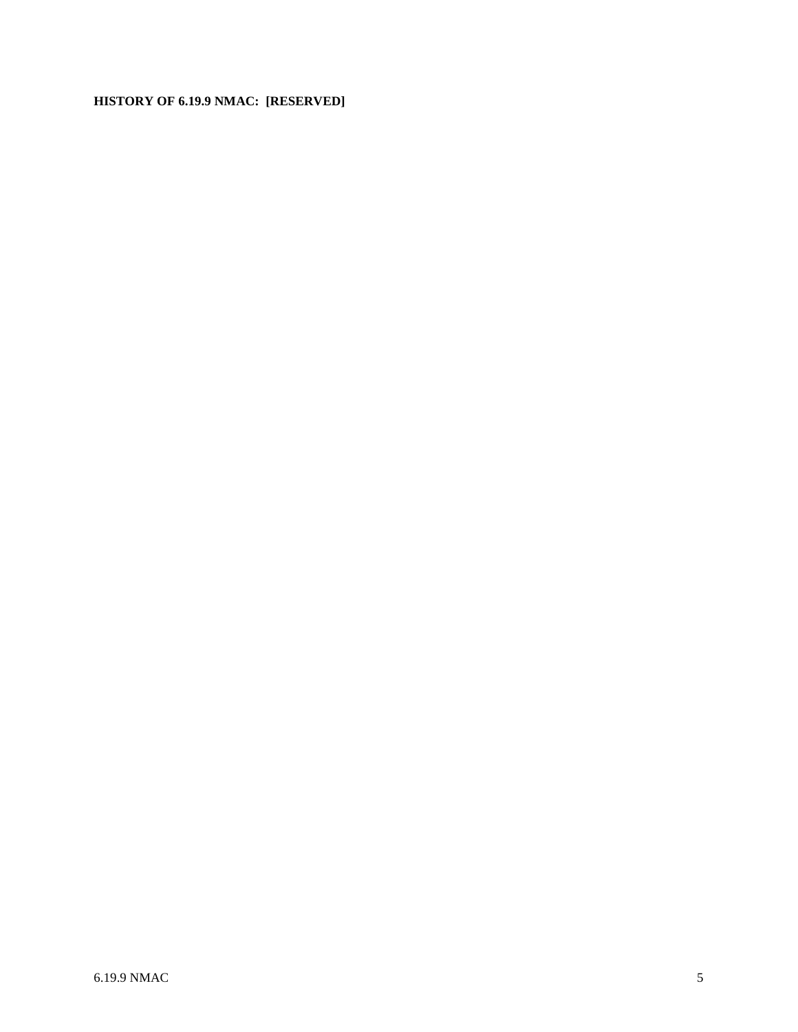**HISTORY OF 6.19.9 NMAC: [RESERVED]**